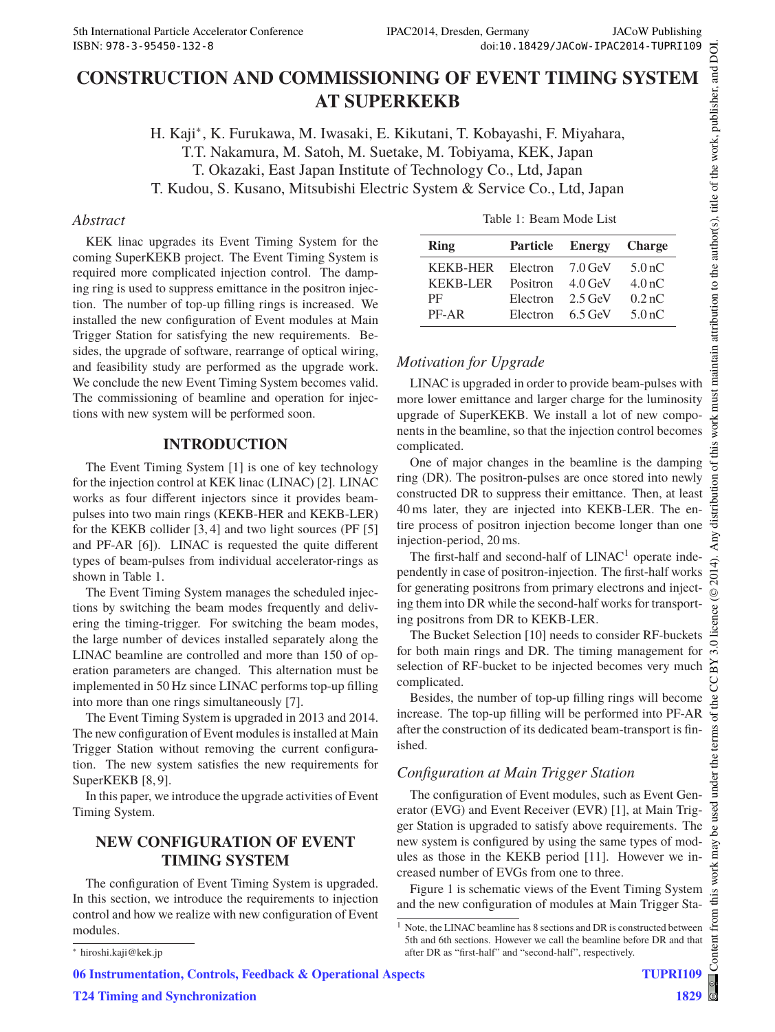# CONSTRUCTION AND COMMISSIONING OF EVENT TIMING SYSTEM AT SUPERKEKB

H. Kaji*, K. Furukawa, M. Iwasaki, E. Kikutani, T. Kobayashi, F. Miyahara, T.T. Nakamura, M. Satoh, M. Suetake, M. Tobiyama, KEK, Japan
T. Okazaki, East Japan Institute of Technology Co., Ltd, Japan
T. Kudou, S. Kusano, Mitsubishi Electric System & Service Co., Ltd, Japan

## Abstract

KEK linac upgrades its Event Timing System for the coming SuperKEKB project. The Event Timing System is required more complicated injection control. The damping ring is used to suppress emittance in the positron injection. The number of top-up filling rings is increased. We installed the new configuration of Event modules at Main Trigger Station for satisfying the new requirements. Besides, the upgrade of software, rearrange of optical wiring, and feasibility study are performed as the upgrade work. We conclude the new Event Timing System becomes valid. The commissioning of beamline and operation for injections with new system will be performed soon.

## INTRODUCTION

The Event Timing System [1] is one of key technology for the injection control at KEK linac (LINAC) [2]. LINAC works as four different injectors since it provides beam-pulses into two main rings (KEKB-HER and KEKB-LER) for the KEKB collider [3, 4] and two light sources (PF [5] and PF-AR [6]). LINAC is requested the quite different types of beam-pulses from individual accelerator-rings as shown in Table 1.

The Event Timing System manages the scheduled injections by switching the beam modes frequently and delivering the timing-trigger. For switching the beam modes, the large number of devices installed separately along the LINAC beamline are controlled and more than 150 of operation parameters are changed. This alternation must be implemented in 50 Hz since LINAC performs top-up filling into more than one rings simultaneously [7].

The Event Timing System is upgraded in 2013 and 2014. The new configuration of Event modules is installed at Main Trigger Station without removing the current configuration. The new system satisfies the new requirements for SuperKEKB [8, 9].

In this paper, we introduce the upgrade activities of Event Timing System.

## NEW CONFIGURATION OF EVENT TIMING SYSTEM

The configuration of Event Timing System is upgraded. In this section, we introduce the requirements to injection control and how we realize with new configuration of Event modules.

Table 1: Beam Mode List

| Ring | Particle | Energy | Charge |
|---|---|---|---|
| KEKB-HER | Electron | 7.0 GeV | 5.0 nC |
| KEKB-LER | Positron | 4.0 GeV | 4.0 nC |
| PF | Electron | 2.5 GeV | 0.2 nC |
| PF-AR | Electron | 6.5 GeV | 5.0 nC |

### *Motivation for Upgrade*

LINAC is upgraded in order to provide beam-pulses with more lower emittance and larger charge for the luminosity upgrade of SuperKEKB. We install a lot of new components in the beamline, so that the injection control becomes complicated.

One of major changes in the beamline is the damping ring (DR). The positron-pulses are once stored into newly constructed DR to suppress their emittance. Then, at least 40 ms later, they are injected into KEKB-LER. The entire process of positron injection become longer than one injection-period, 20 ms.

The first-half and second-half of LINAC[1] operate independently in case of positron-injection. The first-half works for generating positrons from primary electrons and injecting them into DR while the second-half works for transporting positrons from DR to KEKB-LER.

The Bucket Selection [10] needs to consider RF-buckets for both main rings and DR. The timing management for selection of RF-bucket to be injected becomes very much complicated.

Besides, the number of top-up filling rings will become increase. The top-up filling will be performed into PF-AR after the construction of its dedicated beam-transport is finished.

### *Configuration at Main Trigger Station*

The configuration of Event modules, such as Event Generator (EVG) and Event Receiver (EVR) [1], at Main Trigger Station is upgraded to satisfy above requirements. The new system is configured by using the same types of modules as those in the KEKB period [11]. However we increased number of EVGs from one to three.

Figure 1 is schematic views of the Event Timing System and the new configuration of modules at Main Trigger Sta-

[1] Note, the LINAC beamline has 8 sections and DR is constructed between 5th and 6th sections. However we call the beamline before DR and that after DR as "first-half" and "second-half", respectively.

* hiroshi.kaji@kek.jp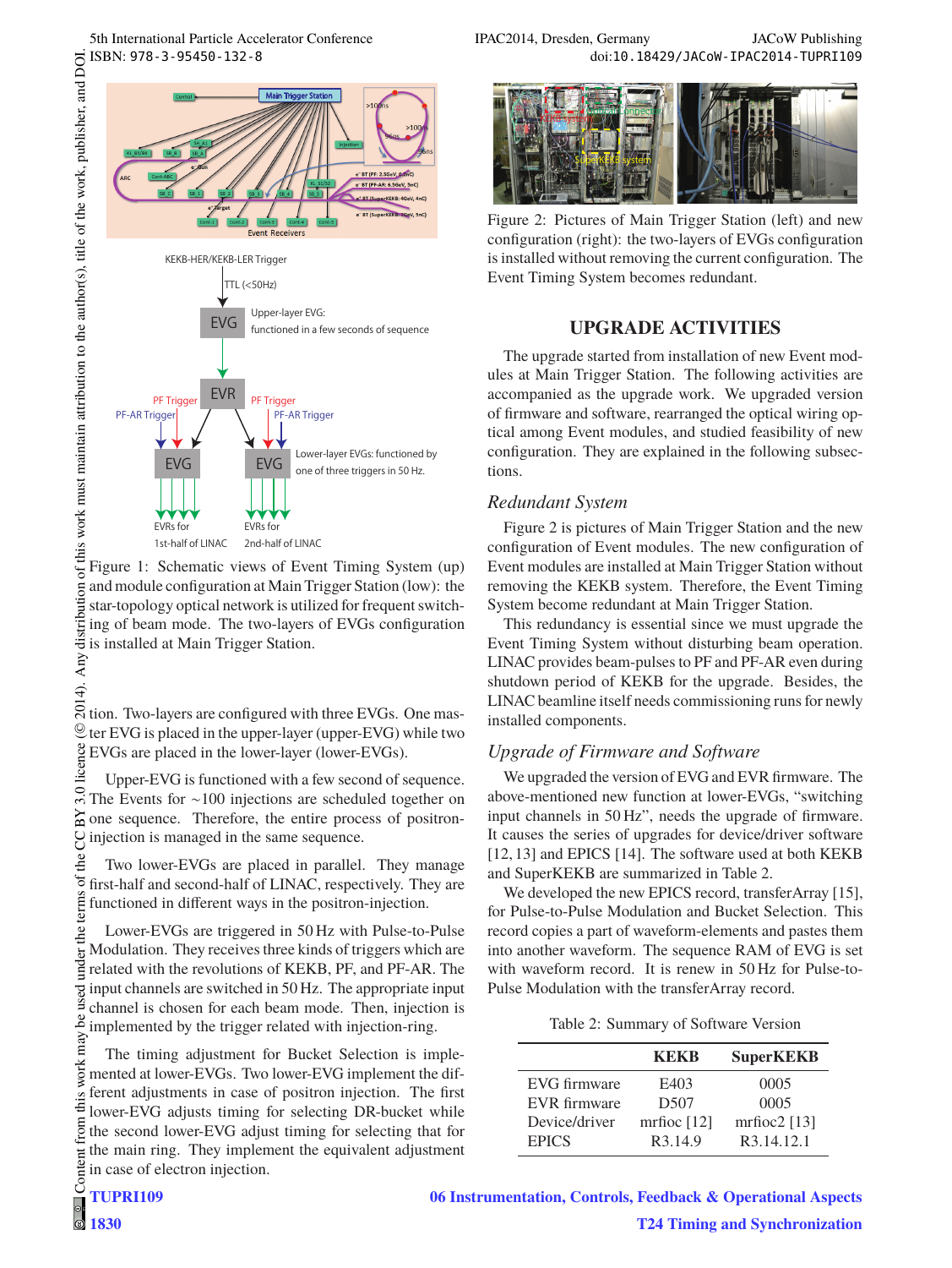Figure 1: Schematic views of Event Timing System (up) and module configuration at Main Trigger Station (low): the star-topology optical network is utilized for frequent switching of beam mode. The two-layers of EVGs configuration is installed at Main Trigger Station.

tion. Two-layers are configured with three EVGs. One master EVG is placed in the upper-layer (upper-EVG) while two EVGs are placed in the lower-layer (lower-EVGs).

Upper-EVG is functioned with a few second of sequence. The Events for ~100 injections are scheduled together on one sequence. Therefore, the entire process of positron-injection is managed in the same sequence.

Two lower-EVGs are placed in parallel. They manage first-half and second-half of LINAC, respectively. They are functioned in different ways in the positron-injection.

Lower-EVGs are triggered in 50 Hz with Pulse-to-Pulse Modulation. They receives three kinds of triggers which are related with the revolutions of KEKB, PF, and PF-AR. The input channels are switched in 50 Hz. The appropriate input channel is chosen for each beam mode. Then, injection is implemented by the trigger related with injection-ring.

The timing adjustment for Bucket Selection is implemented at lower-EVGs. Two lower-EVG implement the different adjustments in case of positron injection. The first lower-EVG adjusts timing for selecting DR-bucket while the second lower-EVG adjust timing for selecting that for the main ring. They implement the equivalent adjustment in case of electron injection.

Figure 2: Pictures of Main Trigger Station (left) and new configuration (right): the two-layers of EVGs configuration is installed without removing the current configuration. The Event Timing System becomes redundant.

## UPGRADE ACTIVITIES

The upgrade started from installation of new Event modules at Main Trigger Station. The following activities are accompanied as the upgrade work. We upgraded version of firmware and software, rearranged the optical wiring optical among Event modules, and studied feasibility of new configuration. They are explained in the following subsections.

### *Redundant System*

Figure 2 is pictures of Main Trigger Station and the new configuration of Event modules. The new configuration of Event modules are installed at Main Trigger Station without removing the KEKB system. Therefore, the Event Timing System become redundant at Main Trigger Station.

This redundancy is essential since we must upgrade the Event Timing System without disturbing beam operation. LINAC provides beam-pulses to PF and PF-AR even during shutdown period of KEKB for the upgrade. Besides, the LINAC beamline itself needs commissioning runs for newly installed components.

### *Upgrade of Firmware and Software*

We upgraded the version of EVG and EVR firmware. The above-mentioned new function at lower-EVGs, "switching input channels in 50 Hz", needs the upgrade of firmware. It causes the series of upgrades for device/driver software [12, 13] and EPICS [14]. The software used at both KEKB and SuperKEKB are summarized in Table 2.

We developed the new EPICS record, transferArray [15], for Pulse-to-Pulse Modulation and Bucket Selection. This record copies a part of waveform-elements and pastes them into another waveform. The sequence RAM of EVG is set with waveform record. It is renew in 50 Hz for Pulse-to-Pulse Modulation with the transferArray record.

Table 2: Summary of Software Version

| | KEKB | SuperKEKB |
|---|---|---|
| EVG firmware | E403 | 0005 |
| EVR firmware | D507 | 0005 |
| Device/driver | mrfioc [12] | mrfioc2 [13] |
| EPICS | R3.14.9 | R3.14.12.1 |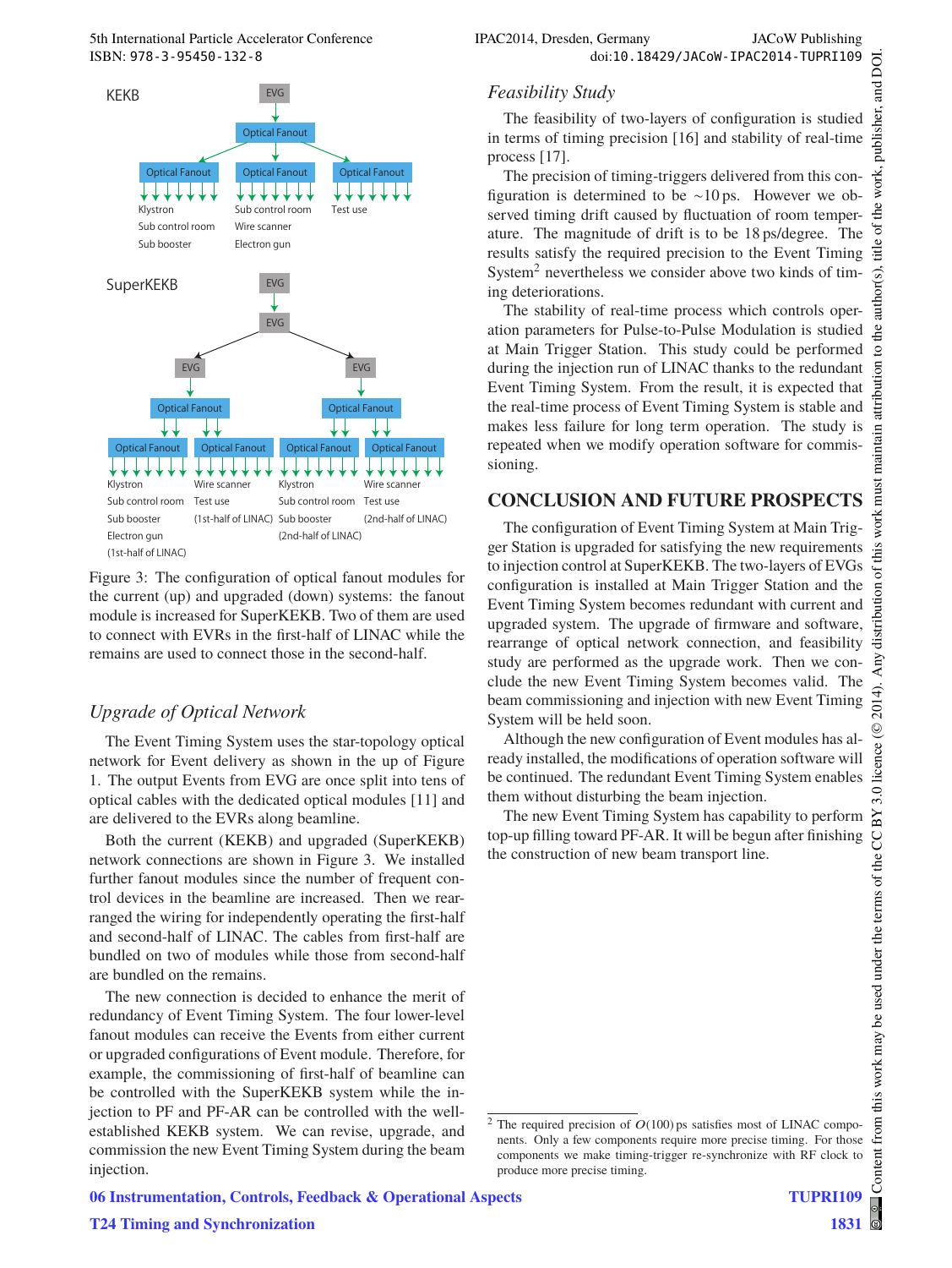KEKB

EVG → Optical Fanout → Optical Fanout (Klystron, Sub control room, Sub booster) / Optical Fanout (Sub control room, Wire scanner, Electron gun) / Optical Fanout (Test use)

SuperKEKB

EVG → EVG → EVG / EVG → Optical Fanout / Optical Fanout → Optical Fanout (Klystron, Sub control room, Sub booster, Electron gun, (1st-half of LINAC)) / Optical Fanout (Wire scanner, Test use, (1st-half of LINAC)) / Optical Fanout (Klystron, Sub control room, Sub booster, (2nd-half of LINAC)) / Optical Fanout (Wire scanner, Test use, (2nd-half of LINAC))

Figure 3: The configuration of optical fanout modules for the current (up) and upgraded (down) systems: the fanout module is increased for SuperKEKB. Two of them are used to connect with EVRs in the first-half of LINAC while the remains are used to connect those in the second-half.

### *Upgrade of Optical Network*

The Event Timing System uses the star-topology optical network for Event delivery as shown in the up of Figure 1. The output Events from EVG are once split into tens of optical cables with the dedicated optical modules [11] and are delivered to the EVRs along beamline.

Both the current (KEKB) and upgraded (SuperKEKB) network connections are shown in Figure 3. We installed further fanout modules since the number of frequent control devices in the beamline are increased. Then we rearranged the wiring for independently operating the first-half and second-half of LINAC. The cables from first-half are bundled on two of modules while those from second-half are bundled on the remains.

The new connection is decided to enhance the merit of redundancy of Event Timing System. The four lower-level fanout modules can receive the Events from either current or upgraded configurations of Event module. Therefore, for example, the commissioning of first-half of beamline can be controlled with the SuperKEKB system while the injection to PF and PF-AR can be controlled with the well-established KEKB system. We can revise, upgrade, and commission the new Event Timing System during the beam injection.

### *Feasibility Study*

The feasibility of two-layers of configuration is studied in terms of timing precision [16] and stability of real-time process [17].

The precision of timing-triggers delivered from this configuration is determined to be ~10 ps. However we observed timing drift caused by fluctuation of room temperature. The magnitude of drift is to be 18 ps/degree. The results satisfy the required precision to the Event Timing System[2] nevertheless we consider above two kinds of timing deteriorations.

The stability of real-time process which controls operation parameters for Pulse-to-Pulse Modulation is studied at Main Trigger Station. This study could be performed during the injection run of LINAC thanks to the redundant Event Timing System. From the result, it is expected that the real-time process of Event Timing System is stable and makes less failure for long term operation. The study is repeated when we modify operation software for commissioning.

## CONCLUSION AND FUTURE PROSPECTS

The configuration of Event Timing System at Main Trigger Station is upgraded for satisfying the new requirements to injection control at SuperKEKB. The two-layers of EVGs configuration is installed at Main Trigger Station and the Event Timing System becomes redundant with current and upgraded system. The upgrade of firmware and software, rearrange of optical network connection, and feasibility study are performed as the upgrade work. Then we conclude the new Event Timing System becomes valid. The beam commissioning and injection with new Event Timing System will be held soon.

Although the new configuration of Event modules has already installed, the modifications of operation software will be continued. The redundant Event Timing System enables them without disturbing the beam injection.

The new Event Timing System has capability to perform top-up filling toward PF-AR. It will be begun after finishing the construction of new beam transport line.

---

[2] The required precision of $O(100)$ ps satisfies most of LINAC components. Only a few components require more precise timing. For those components we make timing-trigger re-synchronize with RF clock to produce more precise timing.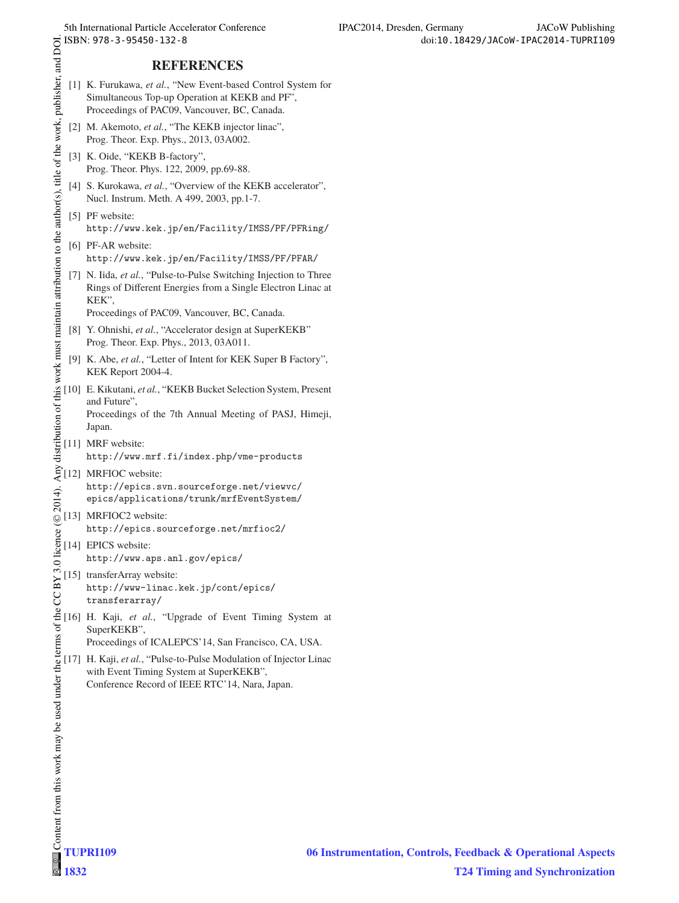## REFERENCES

[1] K. Furukawa, *et al.*, "New Event-based Control System for Simultaneous Top-up Operation at KEKB and PF", Proceedings of PAC09, Vancouver, BC, Canada.

[2] M. Akemoto, *et al.*, "The KEKB injector linac", Prog. Theor. Exp. Phys., 2013, 03A002.

[3] K. Oide, "KEKB B-factory", Prog. Theor. Phys. 122, 2009, pp.69-88.

[4] S. Kurokawa, *et al.*, "Overview of the KEKB accelerator", Nucl. Instrum. Meth. A 499, 2003, pp.1-7.

[5] PF website: `http://www.kek.jp/en/Facility/IMSS/PF/PFRing/`

[6] PF-AR website: `http://www.kek.jp/en/Facility/IMSS/PF/PFAR/`

[7] N. Iida, *et al.*, "Pulse-to-Pulse Switching Injection to Three Rings of Different Energies from a Single Electron Linac at KEK", Proceedings of PAC09, Vancouver, BC, Canada.

[8] Y. Ohnishi, *et al.*, "Accelerator design at SuperKEKB" Prog. Theor. Exp. Phys., 2013, 03A011.

[9] K. Abe, *et al.*, "Letter of Intent for KEK Super B Factory", KEK Report 2004-4.

[10] E. Kikutani, *et al.*, "KEKB Bucket Selection System, Present and Future", Proceedings of the 7th Annual Meeting of PASJ, Himeji, Japan.

[11] MRF website: `http://www.mrf.fi/index.php/vme-products`

[12] MRFIOC website: `http://epics.svn.sourceforge.net/viewvc/epics/applications/trunk/mrfEventSystem/`

[13] MRFIOC2 website: `http://epics.sourceforge.net/mrfioc2/`

[14] EPICS website: `http://www.aps.anl.gov/epics/`

[15] transferArray website: `http://www-linac.kek.jp/cont/epics/transferarray/`

[16] H. Kaji, *et al.*, "Upgrade of Event Timing System at SuperKEKB", Proceedings of ICALEPCS'14, San Francisco, CA, USA.

[17] H. Kaji, *et al.*, "Pulse-to-Pulse Modulation of Injector Linac with Event Timing System at SuperKEKB", Conference Record of IEEE RTC'14, Nara, Japan.